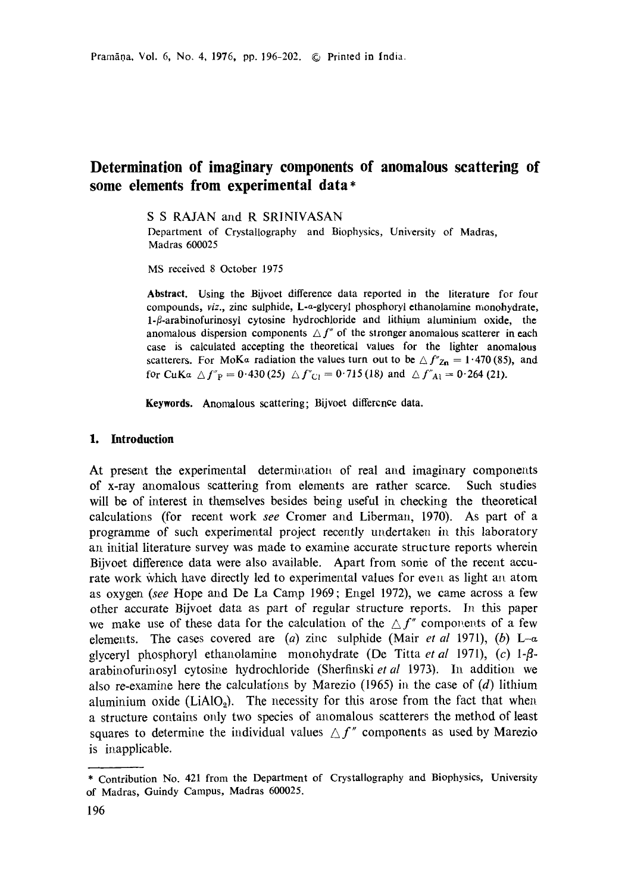# Determination of imaginary components of anomalous scattering of some elements from experimental data*

S S RAJAN and R SRINIVASAN

Department of Crystallography and Biophysics, University of Madras, Madras 600025

MS received 8 October 1975

**Abstract.** Using the Bijvoet difference data reported in the literature for four compounds, *viz.*, zinc sulphide, L-α-glyceryl phosphoryl ethanolamine monohydrate, 1-β-arabinofurinosyl cytosine hydrochloride and lithium aluminium oxide, the anomalous dispersion components $\triangle f''$ of the stronger anomalous scatterer in each case is calculated accepting the theoretical values for the lighter anomalous scatterers. For MoKα radiation the values turn out to be $\triangle f''_{Zn} = 1{\cdot}470\,(85)$, and for CuKα $\triangle f''_{P} = 0{\cdot}430\,(25)$ $\triangle f''_{Cl} = 0{\cdot}715\,(18)$ and $\triangle f''_{Al} = 0{\cdot}264\,(21)$.

**Keywords.** Anomalous scattering; Bijvoet difference data.

## 1. Introduction

At present the experimental determination of real and imaginary components of x-ray anomalous scattering from elements are rather scarce. Such studies will be of interest in themselves besides being useful in checking the theoretical calculations (for recent work *see* Cromer and Liberman, 1970). As part of a programme of such experimental project recently undertaken in this laboratory an initial literature survey was made to examine accurate structure reports wherein Bijvoet difference data were also available. Apart from some of the recent accurate work which have directly led to experimental values for even as light an atom as oxygen (*see* Hope and De La Camp 1969; Engel 1972), we came across a few other accurate Bijvoet data as part of regular structure reports. In this paper we make use of these data for the calculation of the $\triangle f''$ components of a few elements. The cases covered are (*a*) zinc sulphide (Mair *et al* 1971), (*b*) L-α glyceryl phosphoryl ethanolamine monohydrate (De Titta *et al* 1971), (*c*) 1-β-arabinofurinosyl cytosine hydrochloride (Sherfinski *et al* 1973). In addition we also re-examine here the calculations by Marezio (1965) in the case of (*d*) lithium aluminium oxide ($LiAlO_2$). The necessity for this arose from the fact that when a structure contains only two species of anomalous scatterers the method of least squares to determine the individual values $\triangle f''$ components as used by Marezio is inapplicable.

---

* Contribution No. 421 from the Department of Crystallography and Biophysics, University of Madras, Guindy Campus, Madras 600025.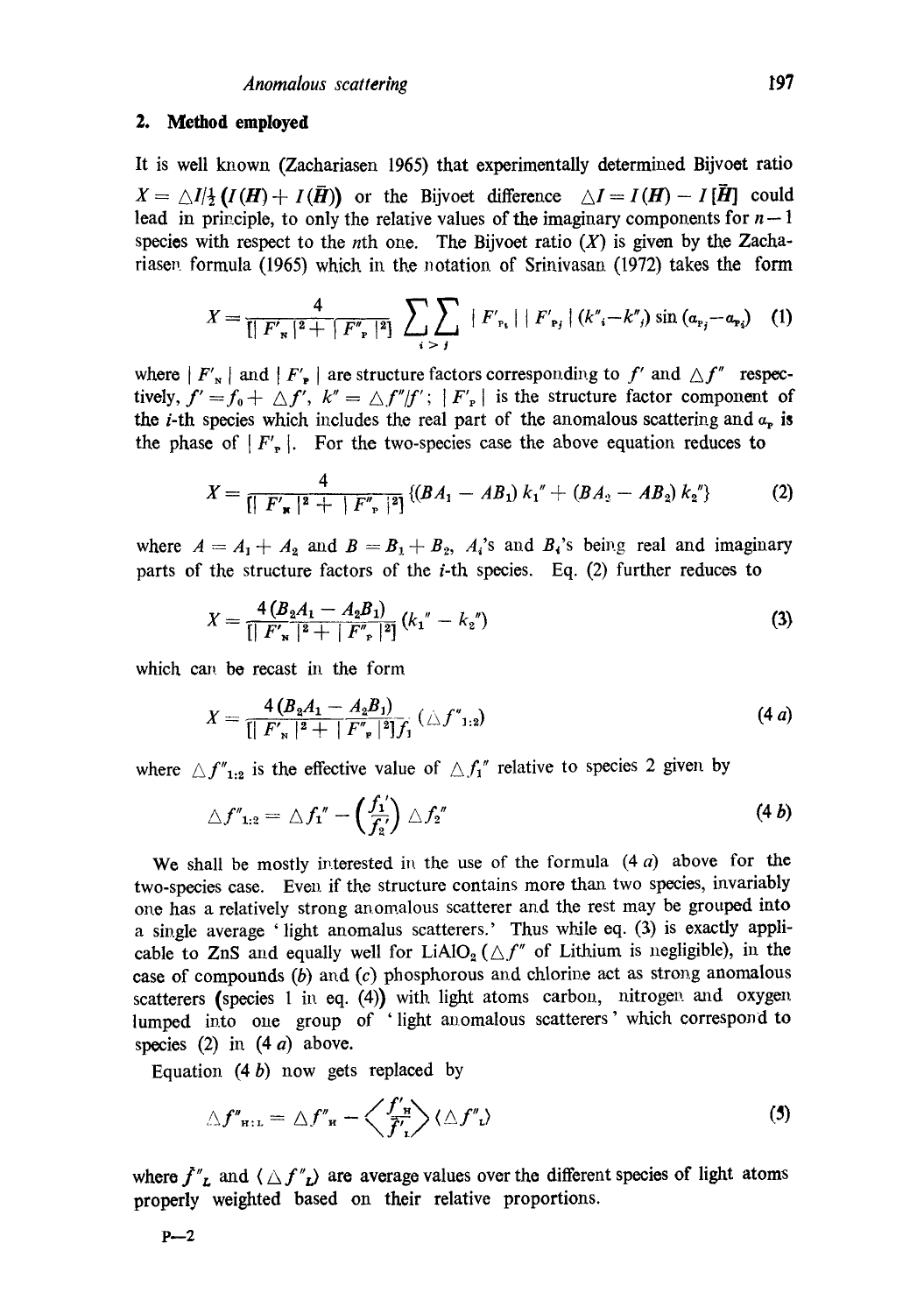## 2. Method employed

It is well known (Zachariasen 1965) that experimentally determined Bijvoet ratio $X = \triangle I/\frac{1}{2}(I(\boldsymbol{H}) + I(\bar{\boldsymbol{H}}))$ or the Bijvoet difference $\triangle I = I(\boldsymbol{H}) - I[\bar{\boldsymbol{H}}]$ could lead in principle, to only the relative values of the imaginary components for $n-1$ species with respect to the $n$th one. The Bijvoet ratio ($X$) is given by the Zachariasen formula (1965) which in the notation of Srinivasan (1972) takes the form

$$X = \frac{4}{[|F'_N|^2 + |F''_P|^2]} \sum_{i>j}\sum |F'_{P_i}|\,|F'_{P_j}|\,(k''_i - k''_j)\sin(\alpha_{P_j} - \alpha_{P_i}) \quad (1)$$

where $|F'_N|$ and $|F'_P|$ are structure factors corresponding to $f'$ and $\triangle f''$ respectively, $f' = f_0 + \triangle f'$, $k'' = \triangle f''/f'$; $|F'_P|$ is the structure factor component of the $i$-th species which includes the real part of the anomalous scattering and $\alpha_P$ is the phase of $|F'_P|$. For the two-species case the above equation reduces to

$$X = \frac{4}{[|F'_N|^2 + |F''_P|^2]}\{(BA_1 - AB_1)\,k_1'' + (BA_2 - AB_2)\,k_2''\} \quad (2)$$

where $A = A_1 + A_2$ and $B = B_1 + B_2$, $A_i$'s and $B_i$'s being real and imaginary parts of the structure factors of the $i$-th species. Eq. (2) further reduces to

$$X = \frac{4\,(B_2A_1 - A_2B_1)}{[|F'_N|^2 + |F''_P|^2]}\,(k_1'' - k_2'') \quad (3)$$

which can be recast in the form

$$X = \frac{4\,(B_2A_1 - A_2B_1)}{[|F'_N|^2 + |F''_P|^2]f_1'}\,(\triangle f''_{1:2}) \quad (4\,a)$$

where $\triangle f''_{1:2}$ is the effective value of $\triangle f_1''$ relative to species 2 given by

$$\triangle f''_{1:2} = \triangle f_1'' - \left(\frac{f_1'}{f_2'}\right)\triangle f_2'' \quad (4\,b)$$

We shall be mostly interested in the use of the formula (4 *a*) above for the two-species case. Even if the structure contains more than two species, invariably one has a relatively strong anomalous scatterer and the rest may be grouped into a single average 'light anomalus scatterers.' Thus while eq. (3) is exactly applicable to ZnS and equally well for $LiAlO_2$ ($\triangle f''$ of Lithium is negligible), in the case of compounds (*b*) and (*c*) phosphorous and chlorine act as strong anomalous scatterers (species 1 in eq. (4)) with light atoms carbon, nitrogen and oxygen lumped into one group of 'light anomalous scatterers' which correspond to species (2) in (4 *a*) above.

Equation (4 *b*) now gets replaced by

$$\triangle f''_{H:L} = \triangle f''_H - \left\langle\frac{f'_H}{f'_L}\right\rangle\langle\triangle f''_L\rangle \quad (5)$$

where $\bar{f}''_L$ and $\langle\triangle f''_L\rangle$ are average values over the different species of light atoms properly weighted based on their relative proportions.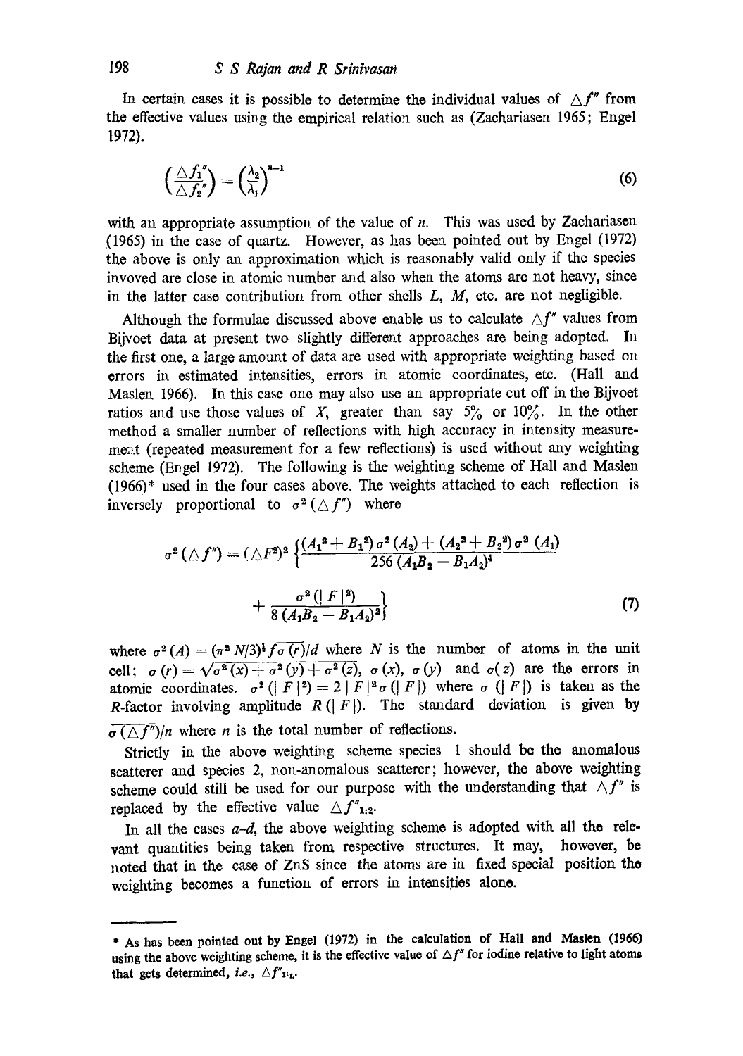In certain cases it is possible to determine the individual values of $\triangle f''$ from the effective values using the empirical relation such as (Zachariasen 1965; Engel 1972).

$$\left(\frac{\triangle f_1''}{\triangle f_2''}\right) = \left(\frac{\lambda_2}{\lambda_1}\right)^{n-1} \tag{6}$$

with an appropriate assumption of the value of $n$. This was used by Zachariasen (1965) in the case of quartz. However, as has been pointed out by Engel (1972) the above is only an approximation which is reasonably valid only if the species invoved are close in atomic number and also when the atoms are not heavy, since in the latter case contribution from other shells $L$, $M$, etc. are not negligible.

Although the formulae discussed above enable us to calculate $\triangle f''$ values from Bijvoet data at present two slightly different approaches are being adopted. In the first one, a large amount of data are used with appropriate weighting based on errors in estimated intensities, errors in atomic coordinates, etc. (Hall and Maslen 1966). In this case one may also use an appropriate cut off in the Bijvoet ratios and use those values of $X$, greater than say 5% or 10%. In the other method a smaller number of reflections with high accuracy in intensity measurement (repeated measurement for a few reflections) is used without any weighting scheme (Engel 1972). The following is the weighting scheme of Hall and Maslen (1966)* used in the four cases above. The weights attached to each reflection is inversely proportional to $\sigma^2(\triangle f'')$ where

$$\sigma^2(\triangle f'') = (\triangle F^2)^2 \left\{ \frac{(A_1^2 + B_1^2)\,\sigma^2(A_2) + (A_2^2 + B_2^2)\,\sigma^2(A_1)}{256\,(A_1 B_2 - B_1 A_2)^4} + \frac{\sigma^2(|F|^2)}{8\,(A_1 B_2 - B_1 A_2)^2} \right\} \tag{7}$$

where $\sigma^2(A) = (\pi^2 N/3)^{\frac{1}{2}} \overline{f \sigma(r)}/d$ where $N$ is the number of atoms in the unit cell; $\sigma(r) = \sqrt{\sigma^2(x) + \sigma^2(y) + \sigma^2(z)}$, $\sigma(x)$, $\sigma(y)$ and $\sigma(z)$ are the errors in atomic coordinates. $\sigma^2(|F|^2) = 2|F|^2 \sigma(|F|)$ where $\sigma(|F|)$ is taken as the $R$-factor involving amplitude $R(|F|)$. The standard deviation is given by $\overline{\sigma(\triangle f'')}/n$ where $n$ is the total number of reflections.

Strictly in the above weighting scheme species 1 should be the anomalous scatterer and species 2, non-anomalous scatterer; however, the above weighting scheme could still be used for our purpose with the understanding that $\triangle f''$ is replaced by the effective value $\triangle f''_{1:2}$.

In all the cases *a–d*, the above weighting scheme is adopted with all the relevant quantities being taken from respective structures. It may, however, be noted that in the case of ZnS since the atoms are in fixed special position the weighting becomes a function of errors in intensities alone.

---

\* As has been pointed out by Engel (1972) in the calculation of Hall and Maslen (1966) using the above weighting scheme, it is the effective value of $\triangle f''$ for iodine relative to light atoms that gets determined, *i.e.*, $\triangle f''_{I:L}$.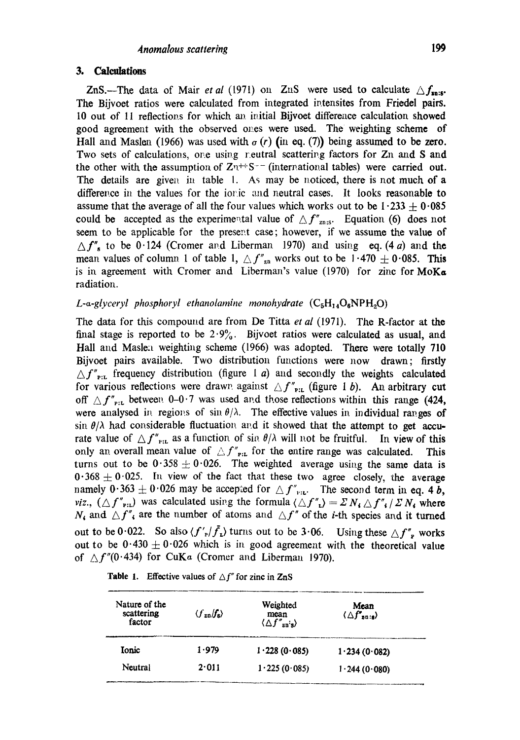## 3. Calculations

ZnS.—The data of Mair *et al* (1971) on ZnS were used to calculate $\triangle f_{zn:s}$. The Bijvoet ratios were calculated from integrated intensites from Friedel pairs. 10 out of 11 reflections for which an initial Bijvoet difference calculation showed good agreement with the observed ones were used. The weighting scheme of Hall and Maslen (1966) was used with $\sigma(r)$ (in eq. (7)) being assumed to be zero. Two sets of calculations, one using neutral scattering factors for Zn and S and the other with the assumption of $Zn^{++}S^{--}$ (international tables) were carried out. The details are given in table 1. As may be noticed, there is not much of a difference in the values for the ionic and neutral cases. It looks reasonable to assume that the average of all the four values which works out to be $1\cdot233 \pm 0\cdot085$ could be accepted as the experimental value of $\triangle f''_{zn:s}$. Equation (6) does not seem to be applicable for the present case; however, if we assume the value of $\triangle f''_{s}$ to be 0·124 (Cromer and Liberman 1970) and using eq. (4 *a*) and the mean values of column 1 of table 1, $\triangle f''_{zn}$ works out to be $1\cdot470 \pm 0\cdot085$. This is in agreement with Cromer and Liberman's value (1970) for zinc for MoK$\alpha$ radiation.

*L-α-glyceryl phosphoryl ethanolamine monohydrate* ($C_5H_{14}O_6NPH_2O$)

The data for this compound are from De Titta *et al* (1971). The R-factor at the final stage is reported to be 2·9%. Bijvoet ratios were calculated as usual, and Hall and Maslen weighting scheme (1966) was adopted. There were totally 710 Bijvoet pairs available. Two distribution functions were now drawn; firstly $\triangle f''_{P:L}$ frequency distribution (figure 1 *a*) and secondly the weights calculated for various reflections were drawn against $\triangle f''_{P:L}$ (figure 1 *b*). An arbitrary cut off $\triangle f''_{P:L}$ between 0–0·7 was used and those reflections within this range (424, were analysed in regions of $\sin\theta/\lambda$. The effective values in individual ranges of $\sin\theta/\lambda$ had considerable fluctuation and it showed that the attempt to get accurate value of $\triangle f''_{P:L}$ as a function of $\sin\theta/\lambda$ will not be fruitful. In view of this only an overall mean value of $\triangle f''_{P:L}$ for the entire range was calculated. This turns out to be $0\cdot358 \pm 0\cdot026$. The weighted average using the same data is $0\cdot368 \pm 0\cdot025$. In view of the fact that these two agree closely, the average namely $0\cdot363 \pm 0\cdot026$ may be accepted for $\triangle f''_{P:L}$. The second term in eq. 4 *b*, *viz.*, $(\triangle f''_{P:L})$ was calculated using the formula $\langle\triangle f''_{L}\rangle = \Sigma N_i \triangle f''_i / \Sigma N_i$ where $N_i$ and $\triangle f''_i$ are the number of atoms and $\triangle f''$ of the *i*-th species and it turned out to be 0·022. So also $\langle f'_{P}/\bar{f}_{L}\rangle$ turns out to be 3·06. Using these $\triangle f''_{P}$ works out to be $0\cdot430 \pm 0\cdot026$ which is in good agreement with the theoretical value of $\triangle f''(0\cdot434)$ for CuK$\alpha$ (Cromer and Liberman 1970).

Table 1. Effective values of $\triangle f''$ for zinc in ZnS

| Nature of the scattering factor | $\langle f_{zn}/f_s\rangle$ | Weighted mean $\langle\triangle f''_{zn:s}\rangle$ | Mean $\langle\triangle f''_{zn:s}\rangle$ |
|---|---|---|---|
| Ionic | 1·979 | 1·228 (0·085) | 1·234 (0·082) |
| Neutral | 2·011 | 1·225 (0·085) | 1·244 (0·080) |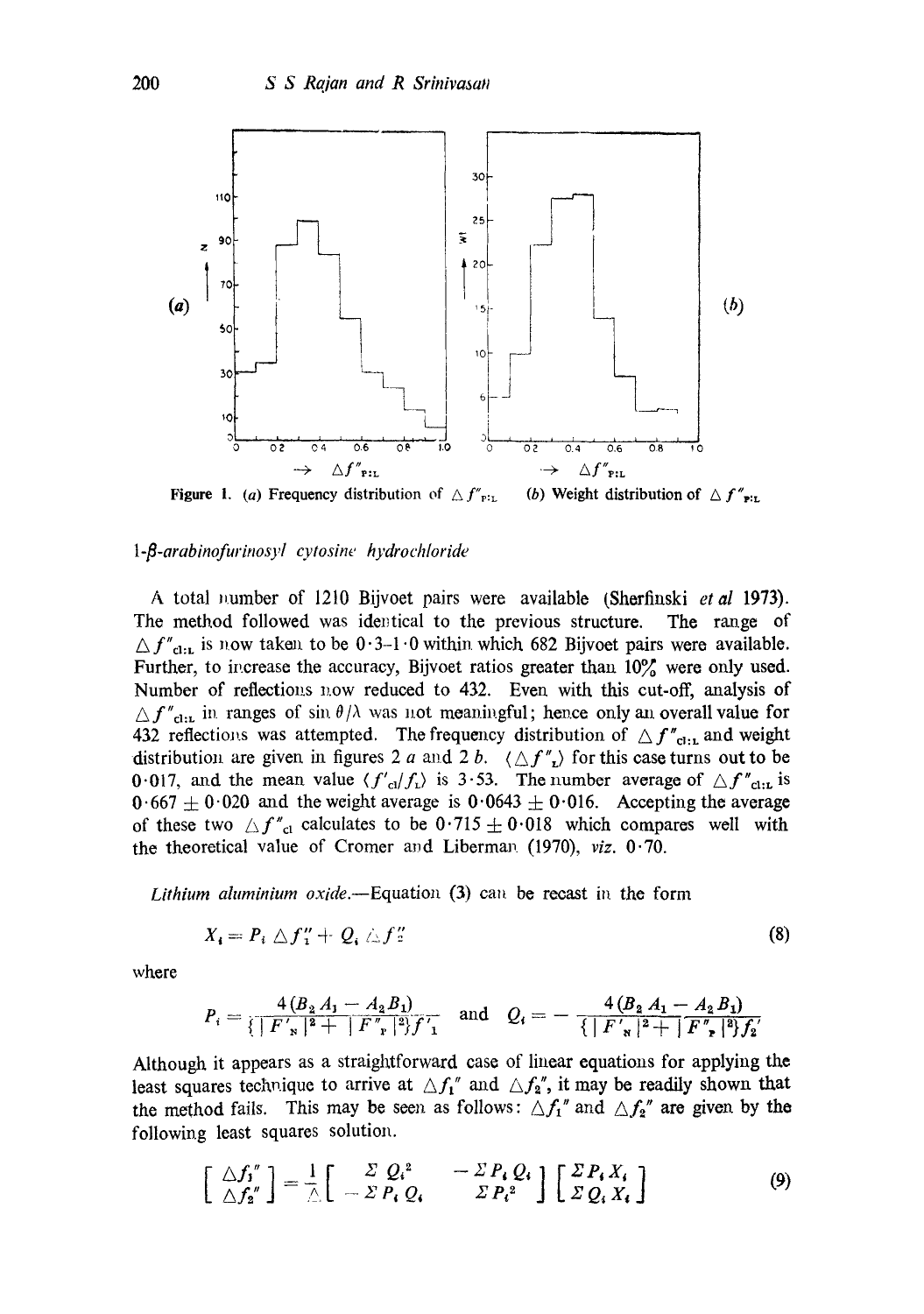Figure 1. (a) Frequency distribution of $\Delta f''_{P:L}$ (b) Weight distribution of $\Delta f''_{P:L}$

*1-β-arabinofurinosyl cytosine hydrochloride*

A total number of 1210 Bijvoet pairs were available (Sherfinski *et al* 1973). The method followed was identical to the previous structure. The range of $\Delta f''_{cl:L}$ is now taken to be 0·3–1·0 within which 682 Bijvoet pairs were available. Further, to increase the accuracy, Bijvoet ratios greater than 10% were only used. Number of reflections now reduced to 432. Even with this cut-off, analysis of $\Delta f''_{cl:L}$ in ranges of $\sin\theta/\lambda$ was not meaningful; hence only an overall value for 432 reflections was attempted. The frequency distribution of $\Delta f''_{cl:L}$ and weight distribution are given in figures 2 *a* and 2 *b*. $\langle \Delta f''_L \rangle$ for this case turns out to be 0·017, and the mean value $\langle f'_{cl}/f_L \rangle$ is 3·53. The number average of $\Delta f''_{cl:L}$ is $0{\cdot}667 \pm 0{\cdot}020$ and the weight average is $0{\cdot}0643 \pm 0{\cdot}016$. Accepting the average of these two $\Delta f''_{cl}$ calculates to be $0{\cdot}715 \pm 0{\cdot}018$ which compares well with the theoretical value of Cromer and Liberman (1970), *viz.* 0·70.

*Lithium aluminium oxide.*—Equation (3) can be recast in the form

$$X_i = P_i \,\Delta f''_1 + Q_i \,\Delta f''_2 \tag{8}$$

where

$$P_i = \frac{4(B_2 A_1 - A_2 B_1)}{\{|F'_N|^2 + |F''_P|^2\} f'_1} \quad \text{and} \quad Q_i = -\frac{4(B_2 A_1 - A_2 B_1)}{\{|F'_N|^2 + |F''_P|^2\} f'_2}$$

Although it appears as a straightforward case of linear equations for applying the least squares technique to arrive at $\Delta f_1''$ and $\Delta f_2''$, it may be readily shown that the method fails. This may be seen as follows: $\Delta f_1''$ and $\Delta f_2''$ are given by the following least squares solution.

$$\begin{bmatrix} \Delta f_1'' \\ \Delta f_2'' \end{bmatrix} = \frac{1}{\Delta} \begin{bmatrix} \Sigma Q_i^2 & -\Sigma P_i Q_i \\ -\Sigma P_i Q_i & \Sigma P_i^2 \end{bmatrix} \begin{bmatrix} \Sigma P_i X_i \\ \Sigma Q_i X_i \end{bmatrix} \tag{9}$$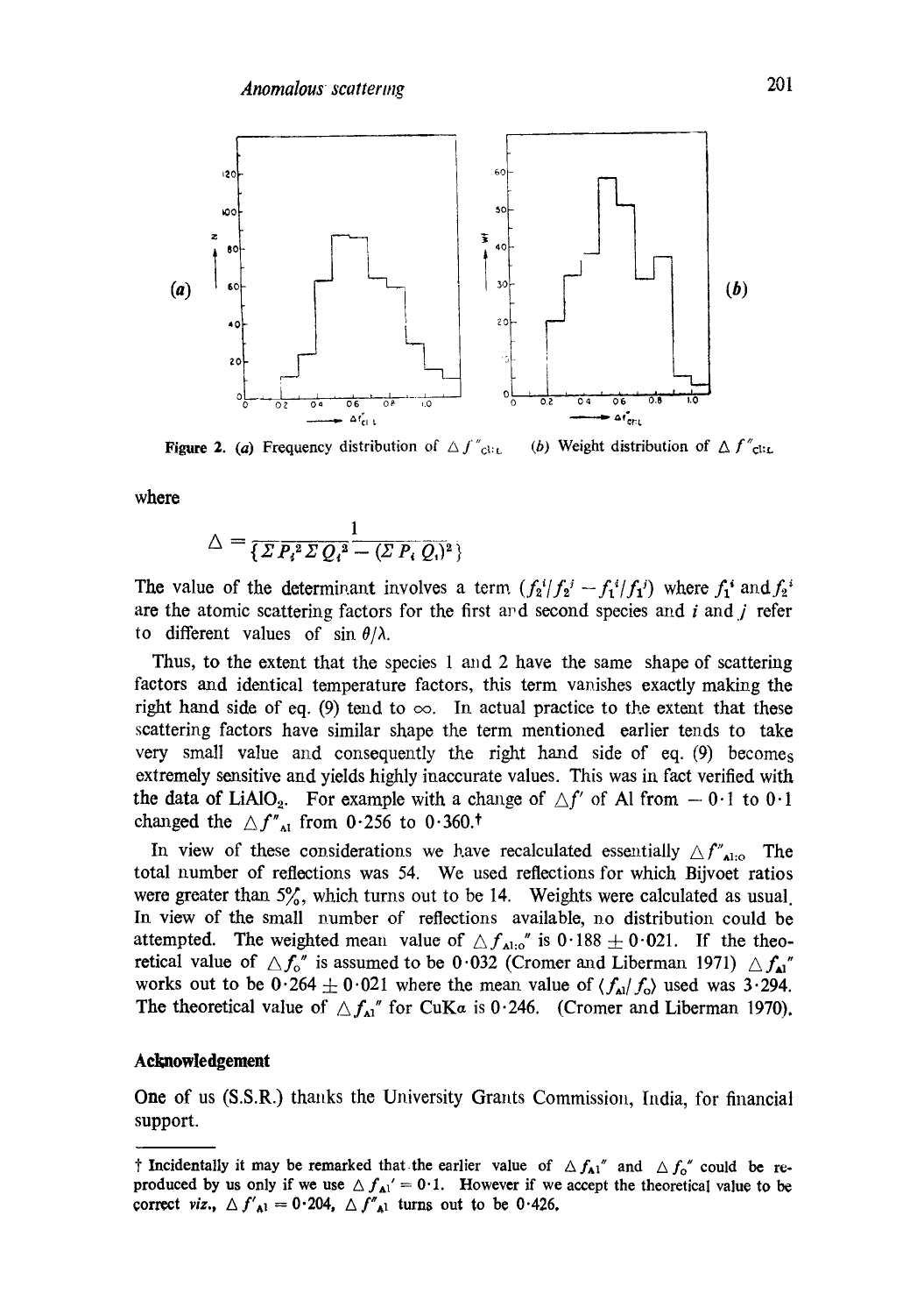Figure 2. (a) Frequency distribution of $\Delta f''_{Cl:L}$ (b) Weight distribution of $\Delta f''_{Cl:L}$

where

$$\Delta = \frac{1}{\{\Sigma P_i^2 \Sigma Q_i^2 - (\Sigma P_i Q_i)^2\}}$$

The value of the determinant involves a term $(f_2^i/f_2^j - f_1^i/f_1^j)$ where $f_1^i$ and $f_2^i$ are the atomic scattering factors for the first and second species and $i$ and $j$ refer to different values of $\sin \theta/\lambda$.

Thus, to the extent that the species 1 and 2 have the same shape of scattering factors and identical temperature factors, this term vanishes exactly making the right hand side of eq. (9) tend to $\infty$. In actual practice to the extent that these scattering factors have similar shape the term mentioned earlier tends to take very small value and consequently the right hand side of eq. (9) becomes extremely sensitive and yields highly inaccurate values. This was in fact verified with the data of $LiAlO_2$. For example with a change of $\Delta f'$ of Al from $-0 \cdot 1$ to $0 \cdot 1$ changed the $\Delta f''_{Al}$ from 0·256 to 0·360.†

In view of these considerations we have recalculated essentially $\Delta f''_{Al:O}$ The total number of reflections was 54. We used reflections for which Bijvoet ratios were greater than 5%, which turns out to be 14. Weights were calculated as usual. In view of the small number of reflections available, no distribution could be attempted. The weighted mean value of $\Delta f_{Al:O}''$ is $0 \cdot 188 \pm 0 \cdot 021$. If the theoretical value of $\Delta f_O''$ is assumed to be 0·032 (Cromer and Liberman 1971) $\Delta f_{Al}''$ works out to be $0 \cdot 264 \pm 0 \cdot 021$ where the mean value of $\langle f_{Al}/f_O \rangle$ used was 3·294. The theoretical value of $\Delta f_{Al}''$ for CuK$\alpha$ is 0·246. (Cromer and Liberman 1970).

## Acknowledgement

One of us (S.S.R.) thanks the University Grants Commission, India, for financial support.

---

† Incidentally it may be remarked that the earlier value of $\Delta f_{Al}''$ and $\Delta f_O''$ could be reproduced by us only if we use $\Delta f_{Al}' = 0 \cdot 1$. However if we accept the theoretical value to be correct *viz.*, $\Delta f'_{Al} = 0 \cdot 204$, $\Delta f''_{Al}$ turns out to be 0·426.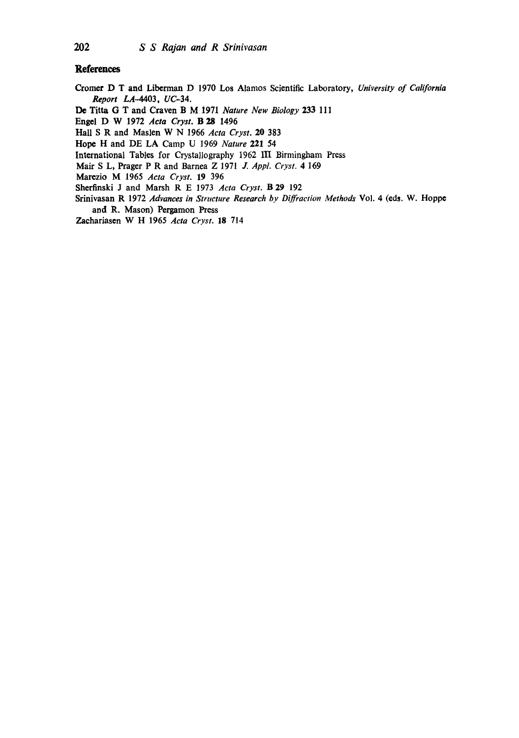## References

Cromer D T and Liberman D 1970 Los Alamos Scientific Laboratory, *University of California Report LA-4403, UC-34.*

De Titta G T and Craven B M 1971 *Nature New Biology* **233** 111

Engel D W 1972 *Acta Cryst.* **B 28** 1496

Hall S R and Maslen W N 1966 *Acta Cryst.* **20** 383

Hope H and DE LA Camp U 1969 *Nature* **221** 54

International Tables for Crystallography 1962 III Birmingham Press

Mair S L, Prager P R and Barnea Z 1971 *J. Appl. Cryst.* **4** 169

Marezio M 1965 *Acta Cryst.* **19** 396

Sherfinski J and Marsh R E 1973 *Acta Cryst.* **B 29** 192

Srinivasan R 1972 *Advances in Structure Research by Diffraction Methods* Vol. 4 (eds. W. Hoppe and R. Mason) Pergamon Press

Zachariasen W H 1965 *Acta Cryst.* **18** 714